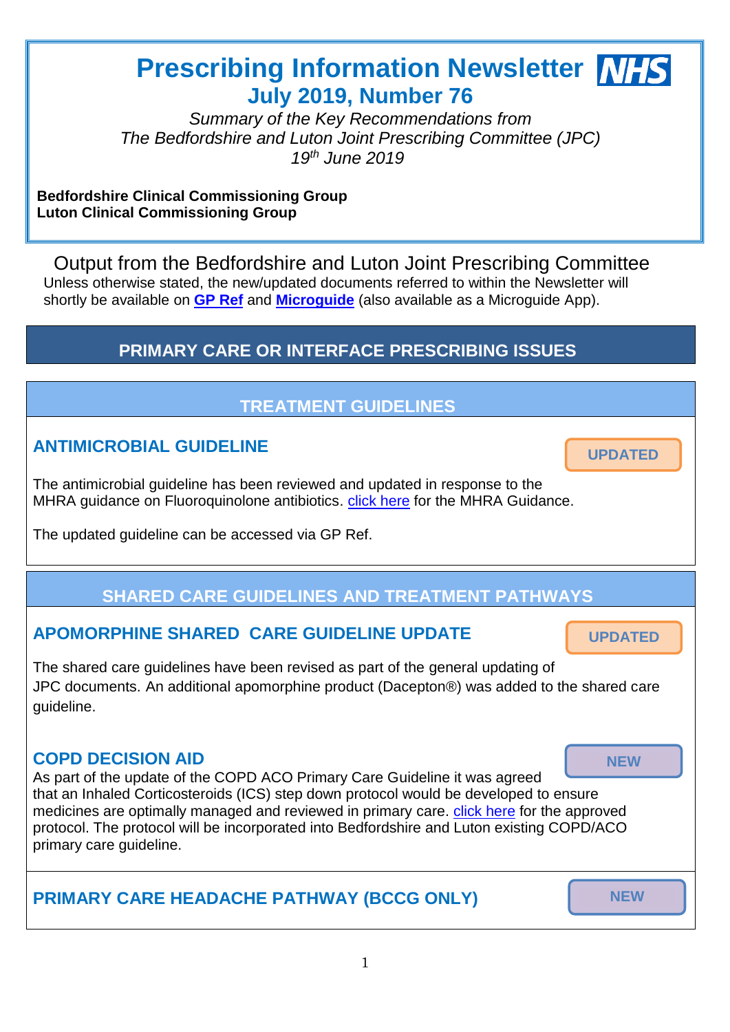# Prescribing Information Newsletter NHS

## July 2019, Number 76

*Summary of the Key Recommendations from*
*The Bedfordshire and Luton Joint Prescribing Committee (JPC)*
*19th June 2019*

**Bedfordshire Clinical Commissioning Group**
**Luton Clinical Commissioning Group**

## Output from the Bedfordshire and Luton Joint Prescribing Committee

Unless otherwise stated, the new/updated documents referred to within the Newsletter will shortly be available on **GP Ref** and **Microguide** (also available as a Microguide App).

## PRIMARY CARE OR INTERFACE PRESCRIBING ISSUES

### TREATMENT GUIDELINES

#### ANTIMICROBIAL GUIDELINE

UPDATED

The antimicrobial guideline has been reviewed and updated in response to the MHRA guidance on Fluoroquinolone antibiotics. click here for the MHRA Guidance.

The updated guideline can be accessed via GP Ref.

### SHARED CARE GUIDELINES AND TREATMENT PATHWAYS

#### APOMORPHINE SHARED CARE GUIDELINE UPDATE

UPDATED

The shared care guidelines have been revised as part of the general updating of JPC documents. An additional apomorphine product (Dacepton®) was added to the shared care guideline.

#### COPD DECISION AID

NEW

As part of the update of the COPD ACO Primary Care Guideline it was agreed that an Inhaled Corticosteroids (ICS) step down protocol would be developed to ensure medicines are optimally managed and reviewed in primary care. click here for the approved protocol. The protocol will be incorporated into Bedfordshire and Luton existing COPD/ACO primary care guideline.

#### PRIMARY CARE HEADACHE PATHWAY (BCCG ONLY)

NEW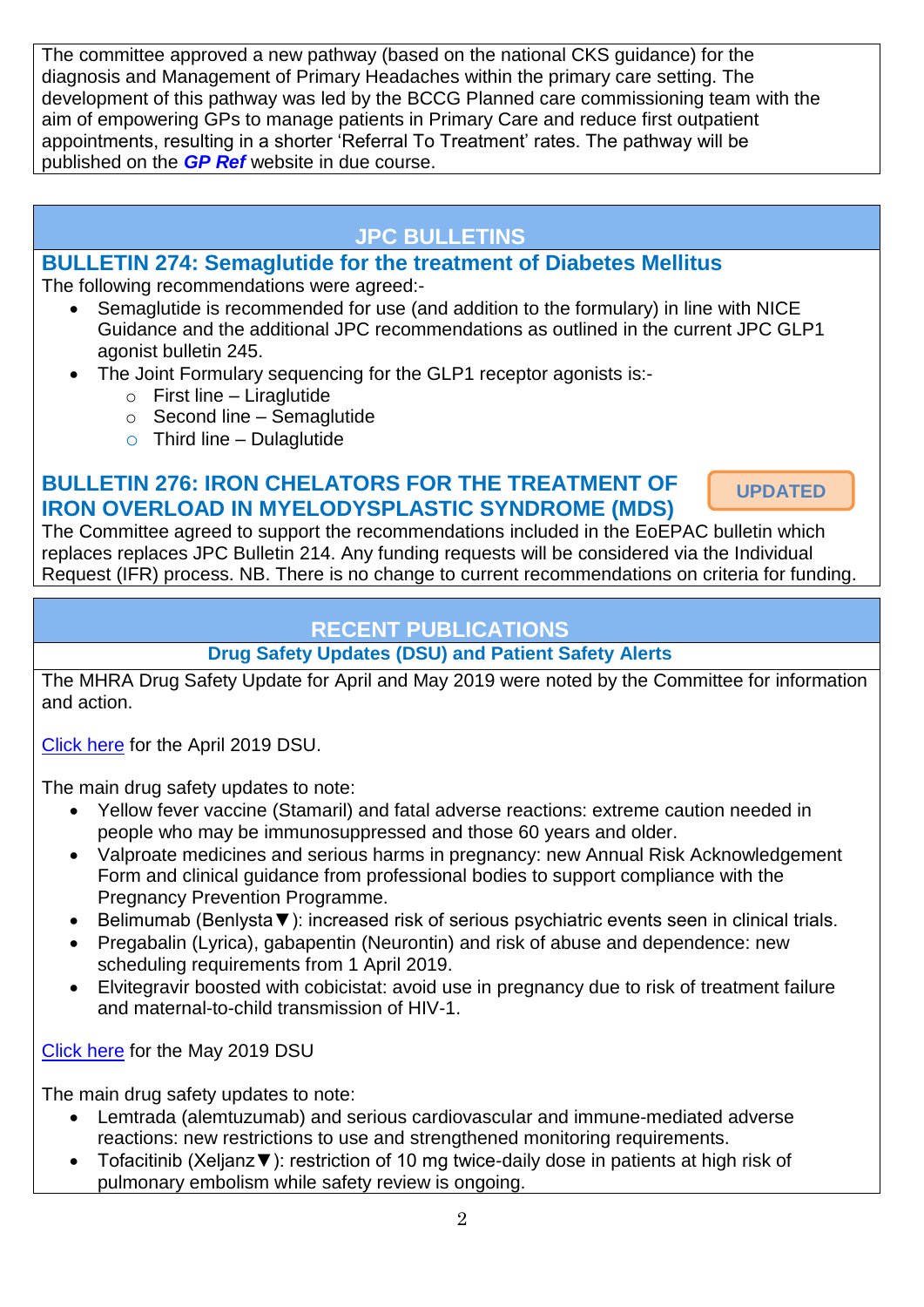The committee approved a new pathway (based on the national CKS guidance) for the diagnosis and Management of Primary Headaches within the primary care setting. The development of this pathway was led by the BCCG Planned care commissioning team with the aim of empowering GPs to manage patients in Primary Care and reduce first outpatient appointments, resulting in a shorter 'Referral To Treatment' rates. The pathway will be published on the ***GP Ref*** website in due course.

## JPC BULLETINS

### BULLETIN 274: Semaglutide for the treatment of Diabetes Mellitus

The following recommendations were agreed:-

- Semaglutide is recommended for use (and addition to the formulary) in line with NICE Guidance and the additional JPC recommendations as outlined in the current JPC GLP1 agonist bulletin 245.
- The Joint Formulary sequencing for the GLP1 receptor agonists is:-
  - First line – Liraglutide
  - Second line – Semaglutide
  - Third line – Dulaglutide

### BULLETIN 276: IRON CHELATORS FOR THE TREATMENT OF IRON OVERLOAD IN MYELODYSPLASTIC SYNDROME (MDS)

**UPDATED**

The Committee agreed to support the recommendations included in the EoEPAC bulletin which replaces replaces JPC Bulletin 214. Any funding requests will be considered via the Individual Request (IFR) process. NB. There is no change to current recommendations on criteria for funding.

## RECENT PUBLICATIONS

### Drug Safety Updates (DSU) and Patient Safety Alerts

The MHRA Drug Safety Update for April and May 2019 were noted by the Committee for information and action.

Click here for the April 2019 DSU.

The main drug safety updates to note:

- Yellow fever vaccine (Stamaril) and fatal adverse reactions: extreme caution needed in people who may be immunosuppressed and those 60 years and older.
- Valproate medicines and serious harms in pregnancy: new Annual Risk Acknowledgement Form and clinical guidance from professional bodies to support compliance with the Pregnancy Prevention Programme.
- Belimumab (Benlysta▼): increased risk of serious psychiatric events seen in clinical trials.
- Pregabalin (Lyrica), gabapentin (Neurontin) and risk of abuse and dependence: new scheduling requirements from 1 April 2019.
- Elvitegravir boosted with cobicistat: avoid use in pregnancy due to risk of treatment failure and maternal-to-child transmission of HIV-1.

Click here for the May 2019 DSU

The main drug safety updates to note:

- Lemtrada (alemtuzumab) and serious cardiovascular and immune-mediated adverse reactions: new restrictions to use and strengthened monitoring requirements.
- Tofacitinib (Xeljanz▼): restriction of 10 mg twice-daily dose in patients at high risk of pulmonary embolism while safety review is ongoing.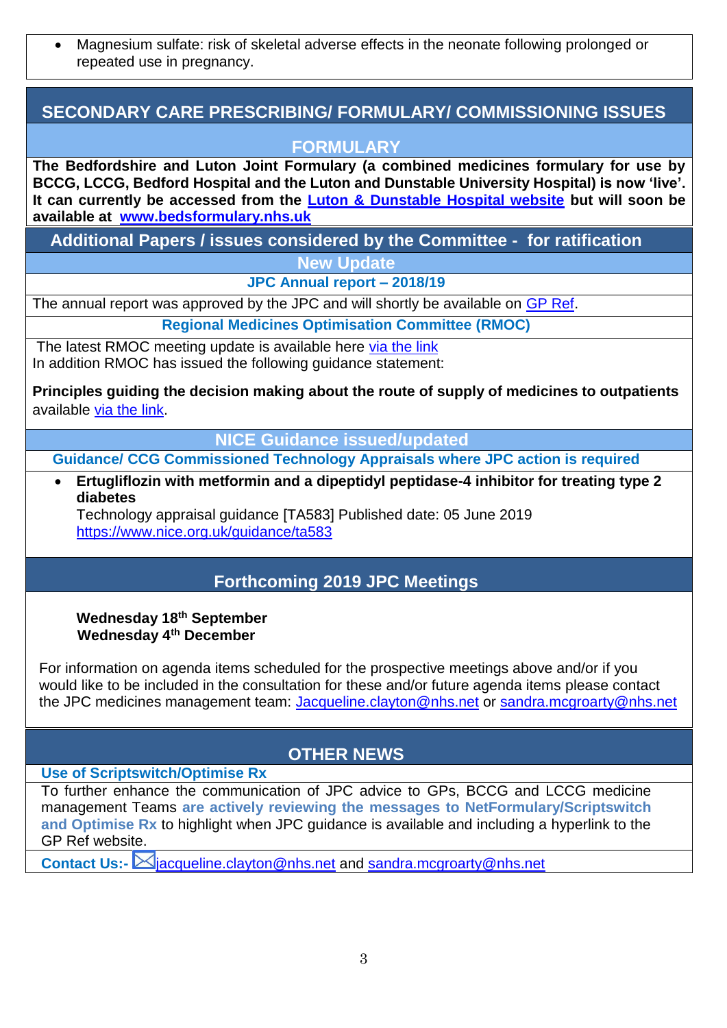- Magnesium sulfate: risk of skeletal adverse effects in the neonate following prolonged or repeated use in pregnancy.

## SECONDARY CARE PRESCRIBING/ FORMULARY/ COMMISSIONING ISSUES

### FORMULARY

**The Bedfordshire and Luton Joint Formulary (a combined medicines formulary for use by BCCG, LCCG, Bedford Hospital and the Luton and Dunstable University Hospital) is now 'live'. It can currently be accessed from the Luton & Dunstable Hospital website but will soon be available at www.bedsformulary.nhs.uk**

## Additional Papers / issues considered by the Committee - for ratification

### New Update

#### JPC Annual report – 2018/19

The annual report was approved by the JPC and will shortly be available on GP Ref.

#### Regional Medicines Optimisation Committee (RMOC)

The latest RMOC meeting update is available here via the link
In addition RMOC has issued the following guidance statement:

**Principles guiding the decision making about the route of supply of medicines to outpatients** available via the link.

### NICE Guidance issued/updated

#### Guidance/ CCG Commissioned Technology Appraisals where JPC action is required

- **Ertugliflozin with metformin and a dipeptidyl peptidase-4 inhibitor for treating type 2 diabetes**
  Technology appraisal guidance [TA583] Published date: 05 June 2019
  https://www.nice.org.uk/guidance/ta583

## Forthcoming 2019 JPC Meetings

**Wednesday 18th September**
**Wednesday 4th December**

For information on agenda items scheduled for the prospective meetings above and/or if you would like to be included in the consultation for these and/or future agenda items please contact the JPC medicines management team: Jacqueline.clayton@nhs.net or sandra.mcgroarty@nhs.net

## OTHER NEWS

### Use of Scriptswitch/Optimise Rx

To further enhance the communication of JPC advice to GPs, BCCG and LCCG medicine management Teams **are actively reviewing the messages to NetFormulary/Scriptswitch and Optimise Rx** to highlight when JPC guidance is available and including a hyperlink to the GP Ref website.

**Contact Us:-** jacqueline.clayton@nhs.net and sandra.mcgroarty@nhs.net